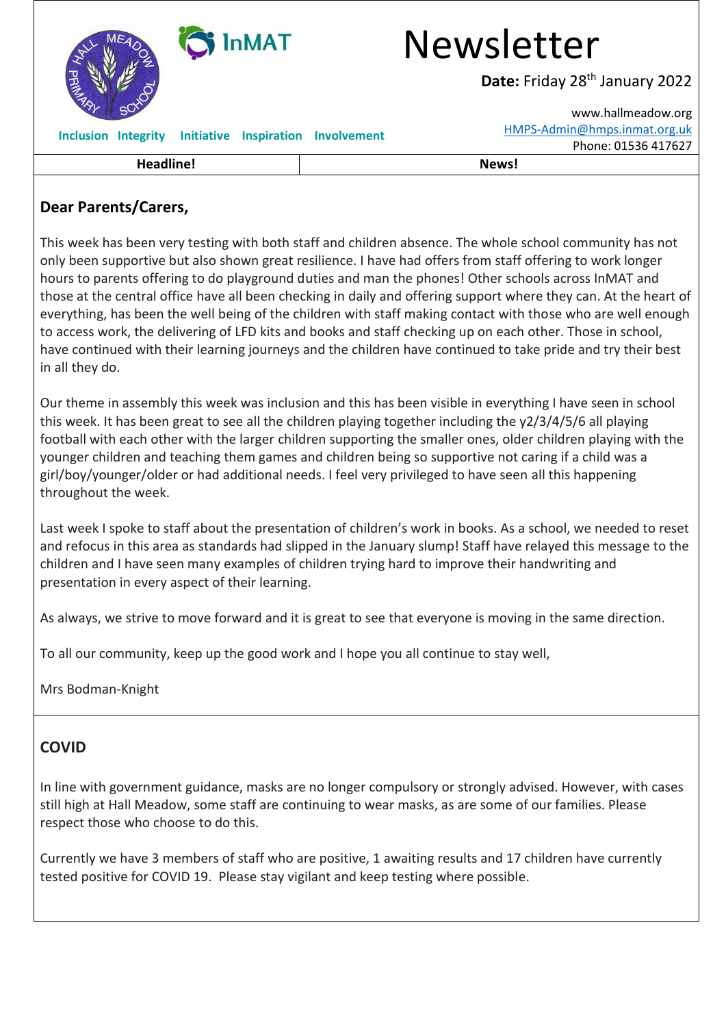# Newsletter

**Date:** Friday 28th January 2022

www.hallmeadow.org
HMPS-Admin@hmps.inmat.org.uk
Phone: 01536 417627

**Inclusion Integrity Initiative Inspiration Involvement**

| Headline! | News! |
|---|---|

**Dear Parents/Carers,**

This week has been very testing with both staff and children absence. The whole school community has not only been supportive but also shown great resilience. I have had offers from staff offering to work longer hours to parents offering to do playground duties and man the phones! Other schools across InMAT and those at the central office have all been checking in daily and offering support where they can. At the heart of everything, has been the well being of the children with staff making contact with those who are well enough to access work, the delivering of LFD kits and books and staff checking up on each other. Those in school, have continued with their learning journeys and the children have continued to take pride and try their best in all they do.

Our theme in assembly this week was inclusion and this has been visible in everything I have seen in school this week. It has been great to see all the children playing together including the y2/3/4/5/6 all playing football with each other with the larger children supporting the smaller ones, older children playing with the younger children and teaching them games and children being so supportive not caring if a child was a girl/boy/younger/older or had additional needs. I feel very privileged to have seen all this happening throughout the week.

Last week I spoke to staff about the presentation of children's work in books. As a school, we needed to reset and refocus in this area as standards had slipped in the January slump! Staff have relayed this message to the children and I have seen many examples of children trying hard to improve their handwriting and presentation in every aspect of their learning.

As always, we strive to move forward and it is great to see that everyone is moving in the same direction.

To all our community, keep up the good work and I hope you all continue to stay well,

Mrs Bodman-Knight

## COVID

In line with government guidance, masks are no longer compulsory or strongly advised. However, with cases still high at Hall Meadow, some staff are continuing to wear masks, as are some of our families. Please respect those who choose to do this.

Currently we have 3 members of staff who are positive, 1 awaiting results and 17 children have currently tested positive for COVID 19. Please stay vigilant and keep testing where possible.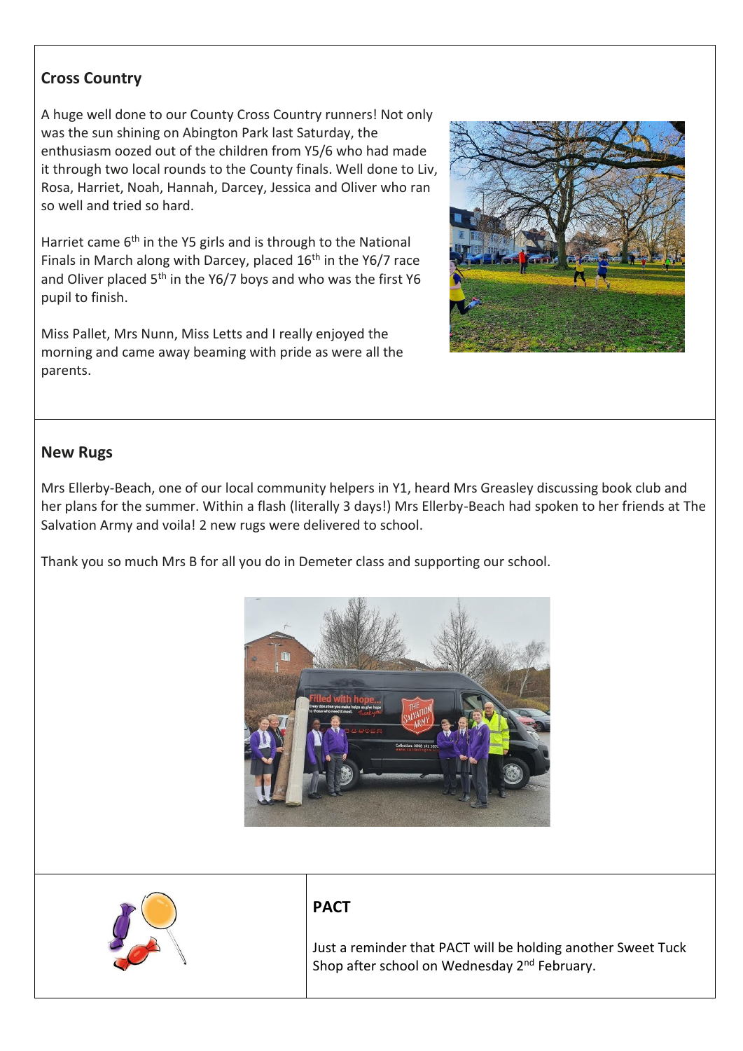## Cross Country

A huge well done to our County Cross Country runners! Not only was the sun shining on Abington Park last Saturday, the enthusiasm oozed out of the children from Y5/6 who had made it through two local rounds to the County finals. Well done to Liv, Rosa, Harriet, Noah, Hannah, Darcey, Jessica and Oliver who ran so well and tried so hard.

Harriet came 6th in the Y5 girls and is through to the National Finals in March along with Darcey, placed 16th in the Y6/7 race and Oliver placed 5th in the Y6/7 boys and who was the first Y6 pupil to finish.

Miss Pallet, Mrs Nunn, Miss Letts and I really enjoyed the morning and came away beaming with pride as were all the parents.

## New Rugs

Mrs Ellerby-Beach, one of our local community helpers in Y1, heard Mrs Greasley discussing book club and her plans for the summer. Within a flash (literally 3 days!) Mrs Ellerby-Beach had spoken to her friends at The Salvation Army and voila! 2 new rugs were delivered to school.

Thank you so much Mrs B for all you do in Demeter class and supporting our school.

## PACT

Just a reminder that PACT will be holding another Sweet Tuck Shop after school on Wednesday 2nd February.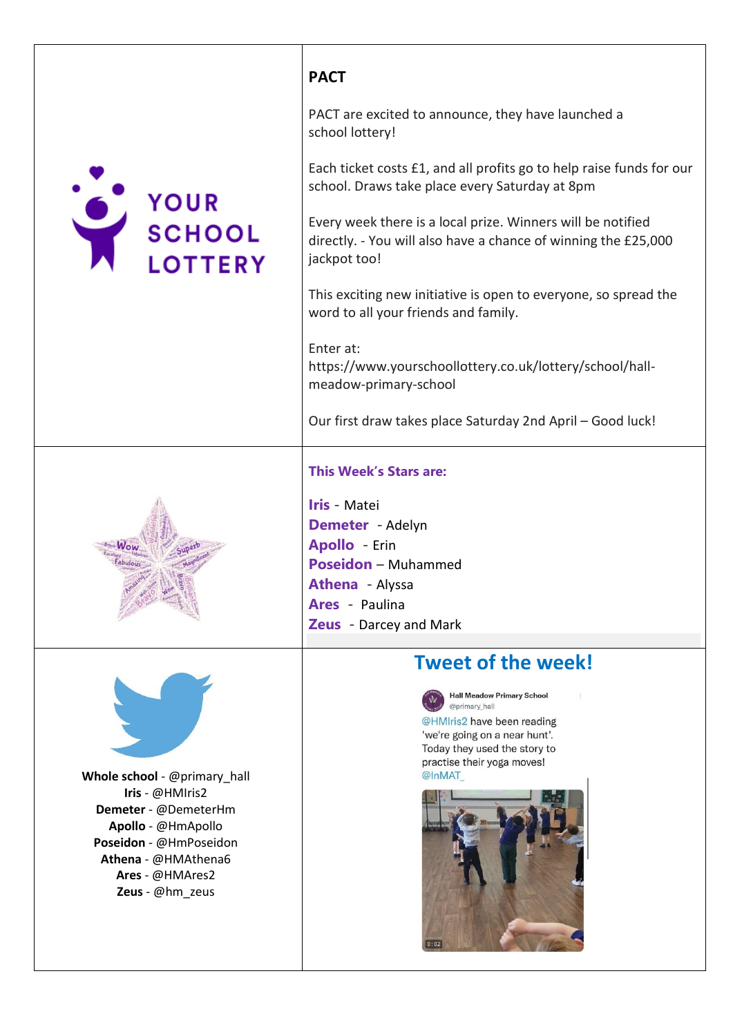YOUR SCHOOL LOTTERY

## PACT

PACT are excited to announce, they have launched a school lottery!

Each ticket costs £1, and all profits go to help raise funds for our school. Draws take place every Saturday at 8pm

Every week there is a local prize. Winners will be notified directly. - You will also have a chance of winning the £25,000 jackpot too!

This exciting new initiative is open to everyone, so spread the word to all your friends and family.

Enter at:
https://www.yourschoollottery.co.uk/lottery/school/hall-meadow-primary-school

Our first draw takes place Saturday 2nd April – Good luck!

### This Week's Stars are:

**Iris** - Matei
**Demeter** - Adelyn
**Apollo** - Erin
**Poseidon** – Muhammed
**Athena** - Alyssa
**Ares** - Paulina
**Zeus** - Darcey and Mark

**Whole school** - @primary_hall
**Iris** - @HMIris2
**Demeter** - @DemeterHm
**Apollo** - @HmApollo
**Poseidon** - @HmPoseidon
**Athena** - @HMAthena6
**Ares** - @HMAres2
**Zeus** - @hm_zeus

## Tweet of the week!

Hall Meadow Primary School
@primary_hall

@HMIris2 have been reading 'we're going on a near hunt'. Today they used the story to practise their yoga moves!
@InMAT_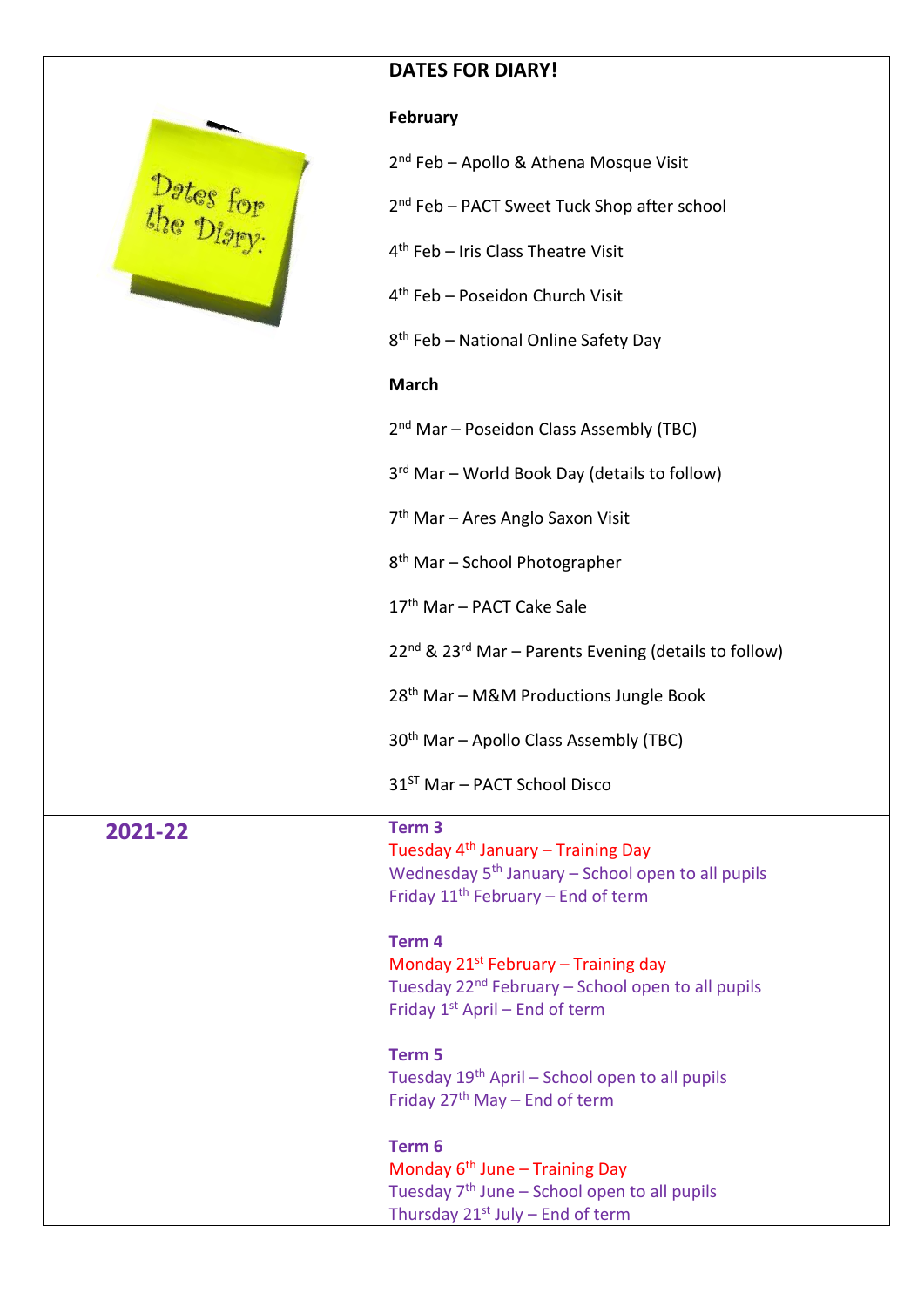## DATES FOR DIARY!

**February**

2nd Feb – Apollo & Athena Mosque Visit

2nd Feb – PACT Sweet Tuck Shop after school

4th Feb – Iris Class Theatre Visit

4th Feb – Poseidon Church Visit

8th Feb – National Online Safety Day

**March**

2nd Mar – Poseidon Class Assembly (TBC)

3rd Mar – World Book Day (details to follow)

7th Mar – Ares Anglo Saxon Visit

8th Mar – School Photographer

17th Mar – PACT Cake Sale

22nd & 23rd Mar – Parents Evening (details to follow)

28th Mar – M&M Productions Jungle Book

30th Mar – Apollo Class Assembly (TBC)

31ST Mar – PACT School Disco

## 2021-22

**Term 3**
Tuesday 4th January – Training Day
Wednesday 5th January – School open to all pupils
Friday 11th February – End of term

**Term 4**
Monday 21st February – Training day
Tuesday 22nd February – School open to all pupils
Friday 1st April – End of term

**Term 5**
Tuesday 19th April – School open to all pupils
Friday 27th May – End of term

**Term 6**
Monday 6th June – Training Day
Tuesday 7th June – School open to all pupils
Thursday 21st July – End of term